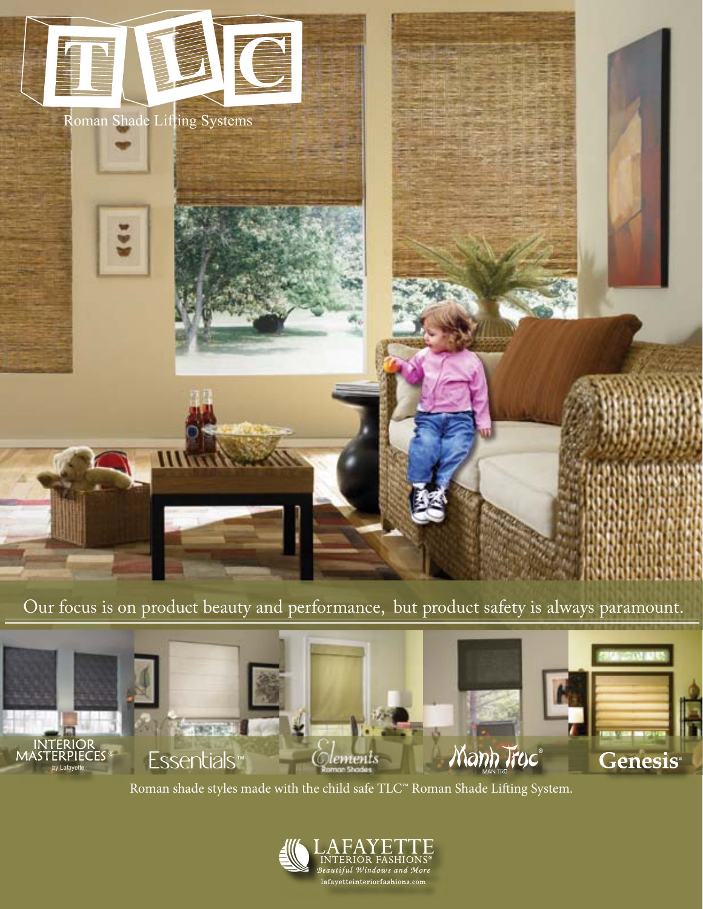# TLC

Roman Shade Lifting Systems

Our focus is on product beauty and performance, but product safety is always paramount.

INTERIOR MASTERPIECES® by Lafayette | Essentials™ | Elements Roman Shades | Manh Truc® MAN TRŪ | Genesis®

Roman shade styles made with the child safe TLC™ Roman Shade Lifting System.

LAFAYETTE INTERIOR FASHIONS®
*Beautiful Windows and More*
lafayetteinteriorfashions.com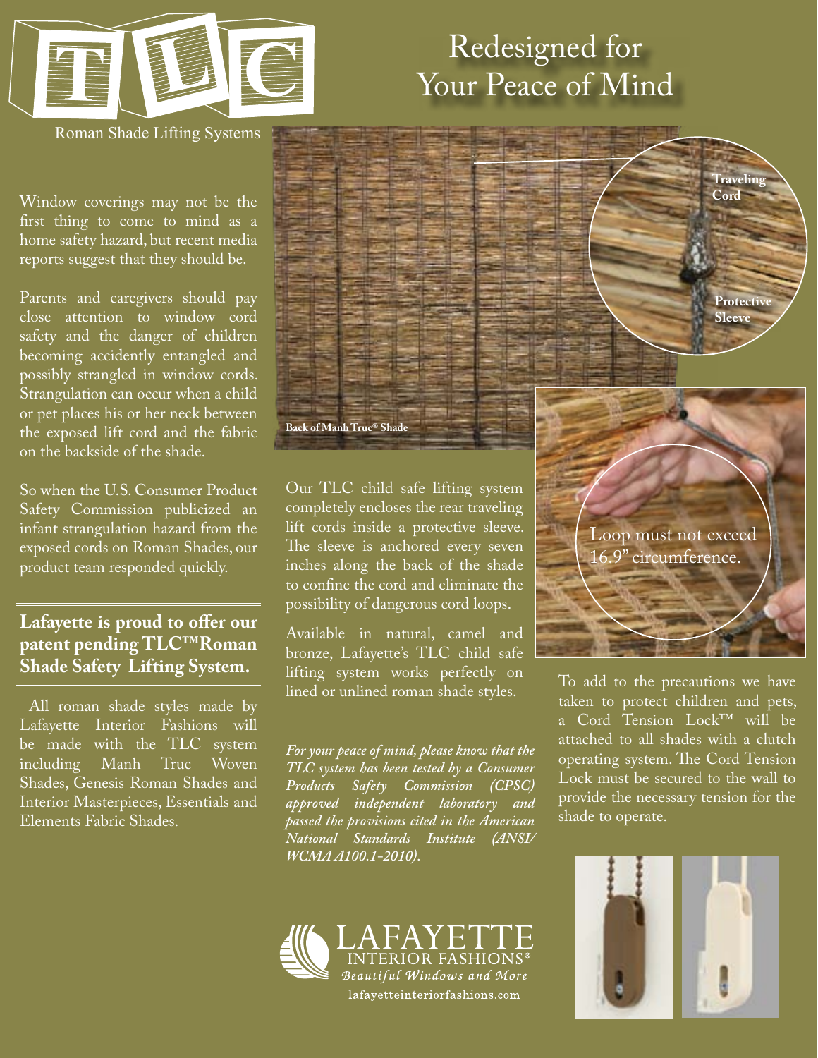# TLC

Roman Shade Lifting Systems

# Redesigned for Your Peace of Mind

Window coverings may not be the first thing to come to mind as a home safety hazard, but recent media reports suggest that they should be.

Parents and caregivers should pay close attention to window cord safety and the danger of children becoming accidently entangled and possibly strangled in window cords. Strangulation can occur when a child or pet places his or her neck between the exposed lift cord and the fabric on the backside of the shade.

So when the U.S. Consumer Product Safety Commission publicized an infant strangulation hazard from the exposed cords on Roman Shades, our product team responded quickly.

## Lafayette is proud to offer our patent pending TLC™Roman Shade Safety Lifting System.

All roman shade styles made by Lafayette Interior Fashions will be made with the TLC system including Manh Truc Woven Shades, Genesis Roman Shades and Interior Masterpieces, Essentials and Elements Fabric Shades.

Back of Manh Truc® Shade

Traveling Cord

Protective Sleeve

Our TLC child safe lifting system completely encloses the rear traveling lift cords inside a protective sleeve. The sleeve is anchored every seven inches along the back of the shade to confine the cord and eliminate the possibility of dangerous cord loops.

Available in natural, camel and bronze, Lafayette's TLC child safe lifting system works perfectly on lined or unlined roman shade styles.

***For your peace of mind, please know that the TLC system has been tested by a Consumer Products Safety Commission (CPSC) approved independent laboratory and passed the provisions cited in the American National Standards Institute (ANSI/ WCMA A100.1-2010).***

Loop must not exceed 16.9" circumference.

To add to the precautions we have taken to protect children and pets, a Cord Tension Lock™ will be attached to all shades with a clutch operating system. The Cord Tension Lock must be secured to the wall to provide the necessary tension for the shade to operate.

LAFAYETTE INTERIOR FASHIONS®

*Beautiful Windows and More*

lafayetteinteriorfashions.com